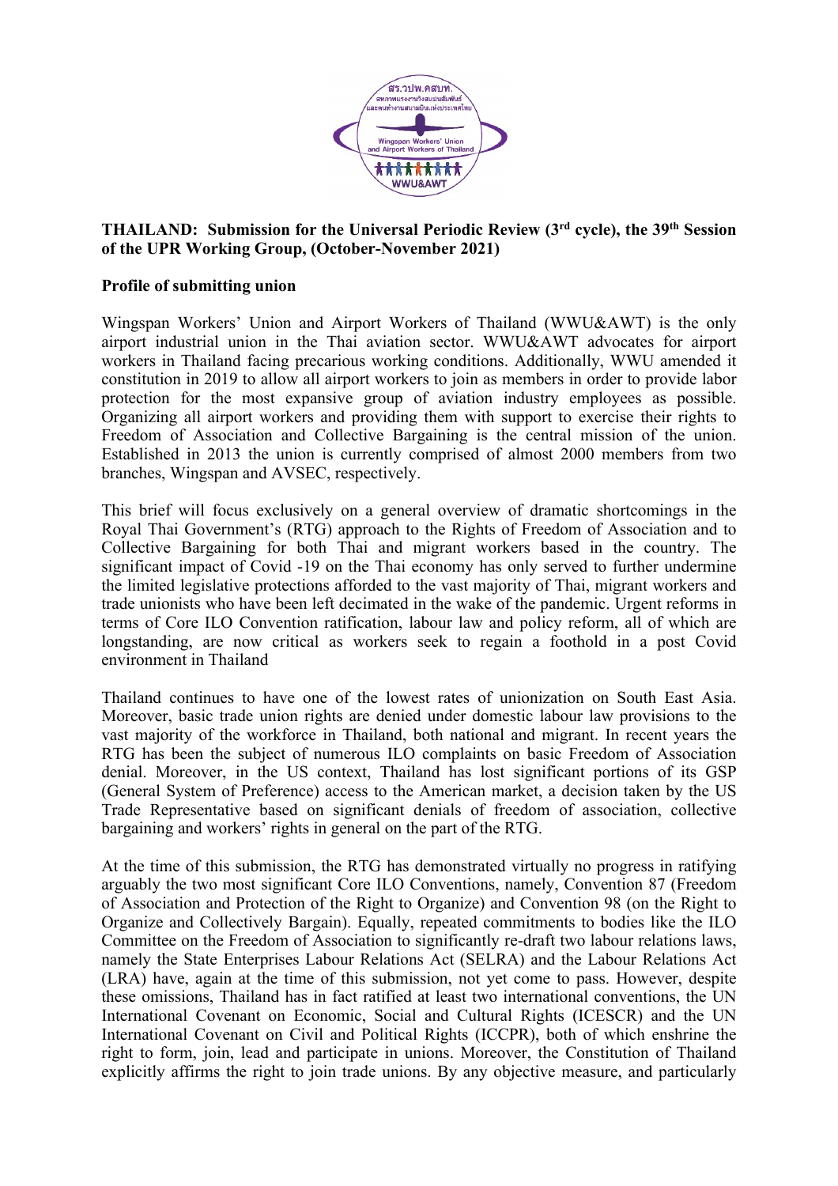**THAILAND: Submission for the Universal Periodic Review (3rd cycle), the 39th Session of the UPR Working Group, (October-November 2021)**

**Profile of submitting union**

Wingspan Workers' Union and Airport Workers of Thailand (WWU&AWT) is the only airport industrial union in the Thai aviation sector. WWU&AWT advocates for airport workers in Thailand facing precarious working conditions. Additionally, WWU amended it constitution in 2019 to allow all airport workers to join as members in order to provide labor protection for the most expansive group of aviation industry employees as possible. Organizing all airport workers and providing them with support to exercise their rights to Freedom of Association and Collective Bargaining is the central mission of the union. Established in 2013 the union is currently comprised of almost 2000 members from two branches, Wingspan and AVSEC, respectively.

This brief will focus exclusively on a general overview of dramatic shortcomings in the Royal Thai Government's (RTG) approach to the Rights of Freedom of Association and to Collective Bargaining for both Thai and migrant workers based in the country. The significant impact of Covid -19 on the Thai economy has only served to further undermine the limited legislative protections afforded to the vast majority of Thai, migrant workers and trade unionists who have been left decimated in the wake of the pandemic. Urgent reforms in terms of Core ILO Convention ratification, labour law and policy reform, all of which are longstanding, are now critical as workers seek to regain a foothold in a post Covid environment in Thailand

Thailand continues to have one of the lowest rates of unionization on South East Asia. Moreover, basic trade union rights are denied under domestic labour law provisions to the vast majority of the workforce in Thailand, both national and migrant. In recent years the RTG has been the subject of numerous ILO complaints on basic Freedom of Association denial. Moreover, in the US context, Thailand has lost significant portions of its GSP (General System of Preference) access to the American market, a decision taken by the US Trade Representative based on significant denials of freedom of association, collective bargaining and workers' rights in general on the part of the RTG.

At the time of this submission, the RTG has demonstrated virtually no progress in ratifying arguably the two most significant Core ILO Conventions, namely, Convention 87 (Freedom of Association and Protection of the Right to Organize) and Convention 98 (on the Right to Organize and Collectively Bargain). Equally, repeated commitments to bodies like the ILO Committee on the Freedom of Association to significantly re-draft two labour relations laws, namely the State Enterprises Labour Relations Act (SELRA) and the Labour Relations Act (LRA) have, again at the time of this submission, not yet come to pass. However, despite these omissions, Thailand has in fact ratified at least two international conventions, the UN International Covenant on Economic, Social and Cultural Rights (ICESCR) and the UN International Covenant on Civil and Political Rights (ICCPR), both of which enshrine the right to form, join, lead and participate in unions. Moreover, the Constitution of Thailand explicitly affirms the right to join trade unions. By any objective measure, and particularly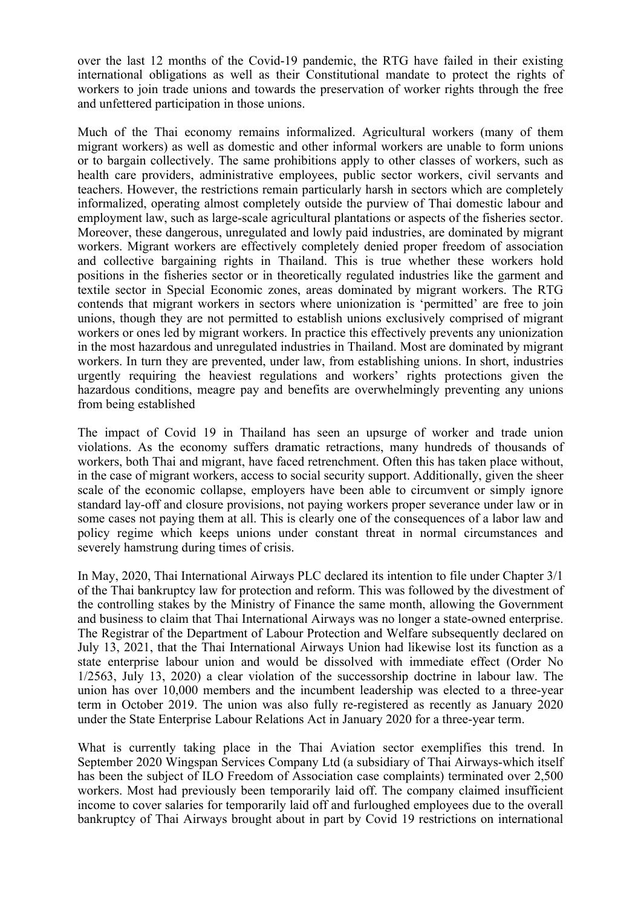over the last 12 months of the Covid-19 pandemic, the RTG have failed in their existing international obligations as well as their Constitutional mandate to protect the rights of workers to join trade unions and towards the preservation of worker rights through the free and unfettered participation in those unions.

Much of the Thai economy remains informalized. Agricultural workers (many of them migrant workers) as well as domestic and other informal workers are unable to form unions or to bargain collectively. The same prohibitions apply to other classes of workers, such as health care providers, administrative employees, public sector workers, civil servants and teachers. However, the restrictions remain particularly harsh in sectors which are completely informalized, operating almost completely outside the purview of Thai domestic labour and employment law, such as large-scale agricultural plantations or aspects of the fisheries sector. Moreover, these dangerous, unregulated and lowly paid industries, are dominated by migrant workers. Migrant workers are effectively completely denied proper freedom of association and collective bargaining rights in Thailand. This is true whether these workers hold positions in the fisheries sector or in theoretically regulated industries like the garment and textile sector in Special Economic zones, areas dominated by migrant workers. The RTG contends that migrant workers in sectors where unionization is 'permitted' are free to join unions, though they are not permitted to establish unions exclusively comprised of migrant workers or ones led by migrant workers. In practice this effectively prevents any unionization in the most hazardous and unregulated industries in Thailand. Most are dominated by migrant workers. In turn they are prevented, under law, from establishing unions. In short, industries urgently requiring the heaviest regulations and workers' rights protections given the hazardous conditions, meagre pay and benefits are overwhelmingly preventing any unions from being established

The impact of Covid 19 in Thailand has seen an upsurge of worker and trade union violations. As the economy suffers dramatic retractions, many hundreds of thousands of workers, both Thai and migrant, have faced retrenchment. Often this has taken place without, in the case of migrant workers, access to social security support. Additionally, given the sheer scale of the economic collapse, employers have been able to circumvent or simply ignore standard lay-off and closure provisions, not paying workers proper severance under law or in some cases not paying them at all. This is clearly one of the consequences of a labor law and policy regime which keeps unions under constant threat in normal circumstances and severely hamstrung during times of crisis.

In May, 2020, Thai International Airways PLC declared its intention to file under Chapter 3/1 of the Thai bankruptcy law for protection and reform. This was followed by the divestment of the controlling stakes by the Ministry of Finance the same month, allowing the Government and business to claim that Thai International Airways was no longer a state-owned enterprise. The Registrar of the Department of Labour Protection and Welfare subsequently declared on July 13, 2021, that the Thai International Airways Union had likewise lost its function as a state enterprise labour union and would be dissolved with immediate effect (Order No 1/2563, July 13, 2020) a clear violation of the successorship doctrine in labour law. The union has over 10,000 members and the incumbent leadership was elected to a three-year term in October 2019. The union was also fully re-registered as recently as January 2020 under the State Enterprise Labour Relations Act in January 2020 for a three-year term.

What is currently taking place in the Thai Aviation sector exemplifies this trend. In September 2020 Wingspan Services Company Ltd (a subsidiary of Thai Airways-which itself has been the subject of ILO Freedom of Association case complaints) terminated over 2,500 workers. Most had previously been temporarily laid off. The company claimed insufficient income to cover salaries for temporarily laid off and furloughed employees due to the overall bankruptcy of Thai Airways brought about in part by Covid 19 restrictions on international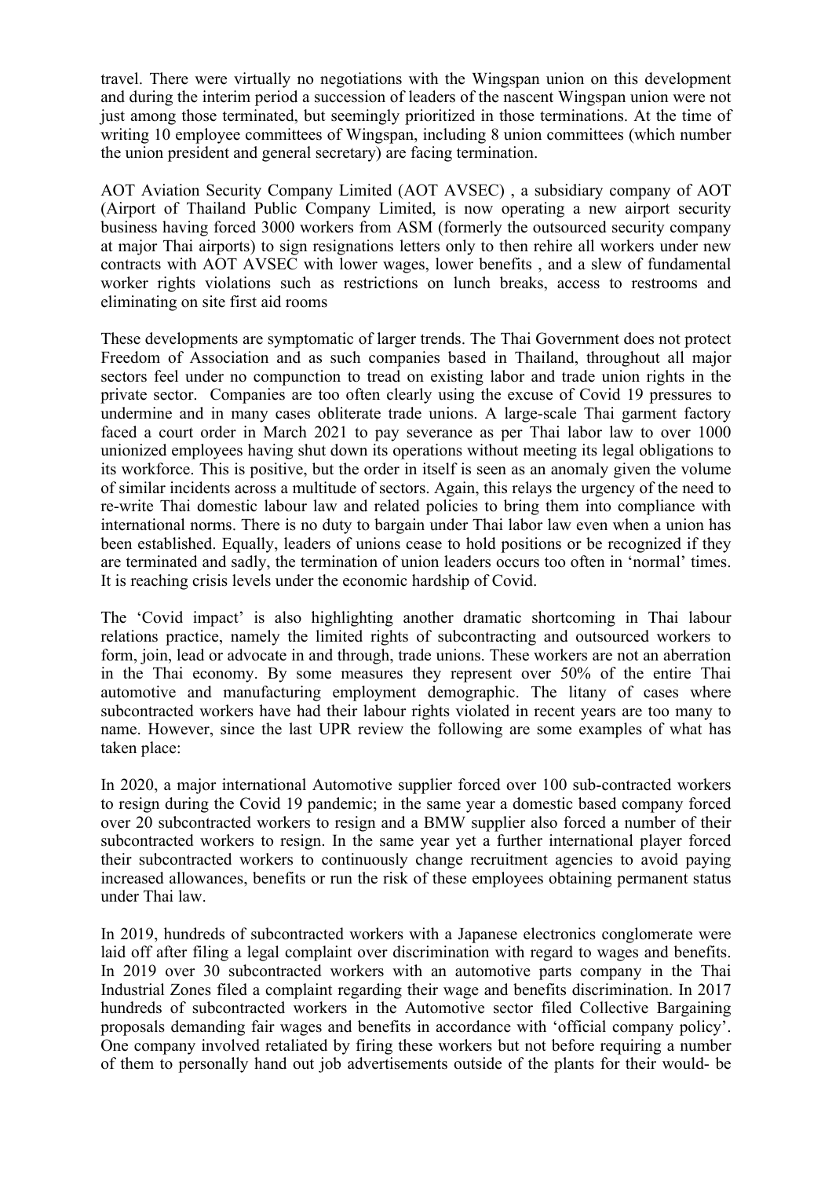travel. There were virtually no negotiations with the Wingspan union on this development and during the interim period a succession of leaders of the nascent Wingspan union were not just among those terminated, but seemingly prioritized in those terminations. At the time of writing 10 employee committees of Wingspan, including 8 union committees (which number the union president and general secretary) are facing termination.

AOT Aviation Security Company Limited (AOT AVSEC) , a subsidiary company of AOT (Airport of Thailand Public Company Limited, is now operating a new airport security business having forced 3000 workers from ASM (formerly the outsourced security company at major Thai airports) to sign resignations letters only to then rehire all workers under new contracts with AOT AVSEC with lower wages, lower benefits , and a slew of fundamental worker rights violations such as restrictions on lunch breaks, access to restrooms and eliminating on site first aid rooms

These developments are symptomatic of larger trends. The Thai Government does not protect Freedom of Association and as such companies based in Thailand, throughout all major sectors feel under no compunction to tread on existing labor and trade union rights in the private sector. Companies are too often clearly using the excuse of Covid 19 pressures to undermine and in many cases obliterate trade unions. A large-scale Thai garment factory faced a court order in March 2021 to pay severance as per Thai labor law to over 1000 unionized employees having shut down its operations without meeting its legal obligations to its workforce. This is positive, but the order in itself is seen as an anomaly given the volume of similar incidents across a multitude of sectors. Again, this relays the urgency of the need to re-write Thai domestic labour law and related policies to bring them into compliance with international norms. There is no duty to bargain under Thai labor law even when a union has been established. Equally, leaders of unions cease to hold positions or be recognized if they are terminated and sadly, the termination of union leaders occurs too often in 'normal' times. It is reaching crisis levels under the economic hardship of Covid.

The 'Covid impact' is also highlighting another dramatic shortcoming in Thai labour relations practice, namely the limited rights of subcontracting and outsourced workers to form, join, lead or advocate in and through, trade unions. These workers are not an aberration in the Thai economy. By some measures they represent over 50% of the entire Thai automotive and manufacturing employment demographic. The litany of cases where subcontracted workers have had their labour rights violated in recent years are too many to name. However, since the last UPR review the following are some examples of what has taken place:

In 2020, a major international Automotive supplier forced over 100 sub-contracted workers to resign during the Covid 19 pandemic; in the same year a domestic based company forced over 20 subcontracted workers to resign and a BMW supplier also forced a number of their subcontracted workers to resign. In the same year yet a further international player forced their subcontracted workers to continuously change recruitment agencies to avoid paying increased allowances, benefits or run the risk of these employees obtaining permanent status under Thai law.

In 2019, hundreds of subcontracted workers with a Japanese electronics conglomerate were laid off after filing a legal complaint over discrimination with regard to wages and benefits. In 2019 over 30 subcontracted workers with an automotive parts company in the Thai Industrial Zones filed a complaint regarding their wage and benefits discrimination. In 2017 hundreds of subcontracted workers in the Automotive sector filed Collective Bargaining proposals demanding fair wages and benefits in accordance with 'official company policy'. One company involved retaliated by firing these workers but not before requiring a number of them to personally hand out job advertisements outside of the plants for their would- be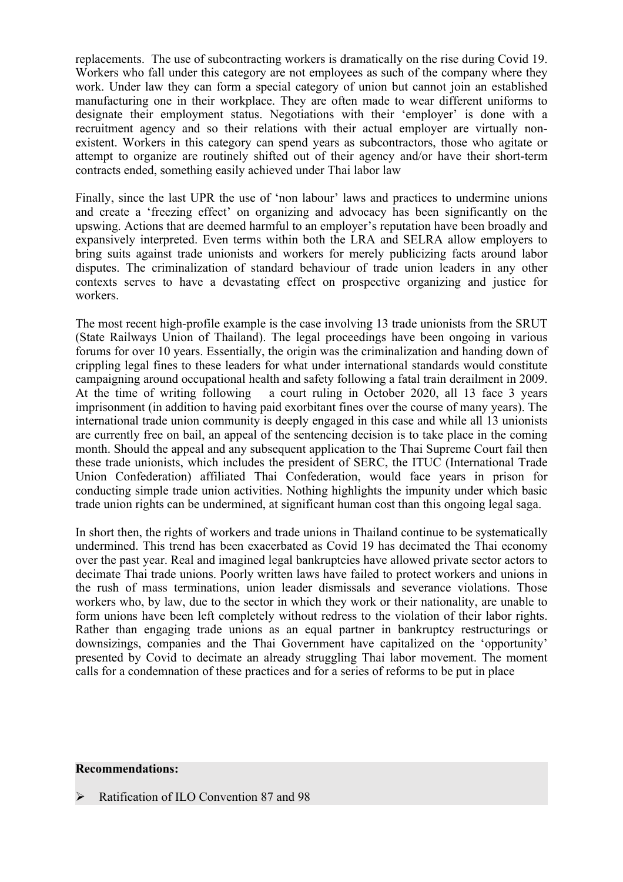replacements. The use of subcontracting workers is dramatically on the rise during Covid 19. Workers who fall under this category are not employees as such of the company where they work. Under law they can form a special category of union but cannot join an established manufacturing one in their workplace. They are often made to wear different uniforms to designate their employment status. Negotiations with their 'employer' is done with a recruitment agency and so their relations with their actual employer are virtually non-existent. Workers in this category can spend years as subcontractors, those who agitate or attempt to organize are routinely shifted out of their agency and/or have their short-term contracts ended, something easily achieved under Thai labor law

Finally, since the last UPR the use of 'non labour' laws and practices to undermine unions and create a 'freezing effect' on organizing and advocacy has been significantly on the upswing. Actions that are deemed harmful to an employer's reputation have been broadly and expansively interpreted. Even terms within both the LRA and SELRA allow employers to bring suits against trade unionists and workers for merely publicizing facts around labor disputes. The criminalization of standard behaviour of trade union leaders in any other contexts serves to have a devastating effect on prospective organizing and justice for workers.

The most recent high-profile example is the case involving 13 trade unionists from the SRUT (State Railways Union of Thailand). The legal proceedings have been ongoing in various forums for over 10 years. Essentially, the origin was the criminalization and handing down of crippling legal fines to these leaders for what under international standards would constitute campaigning around occupational health and safety following a fatal train derailment in 2009. At the time of writing following a court ruling in October 2020, all 13 face 3 years imprisonment (in addition to having paid exorbitant fines over the course of many years). The international trade union community is deeply engaged in this case and while all 13 unionists are currently free on bail, an appeal of the sentencing decision is to take place in the coming month. Should the appeal and any subsequent application to the Thai Supreme Court fail then these trade unionists, which includes the president of SERC, the ITUC (International Trade Union Confederation) affiliated Thai Confederation, would face years in prison for conducting simple trade union activities. Nothing highlights the impunity under which basic trade union rights can be undermined, at significant human cost than this ongoing legal saga.

In short then, the rights of workers and trade unions in Thailand continue to be systematically undermined. This trend has been exacerbated as Covid 19 has decimated the Thai economy over the past year. Real and imagined legal bankruptcies have allowed private sector actors to decimate Thai trade unions. Poorly written laws have failed to protect workers and unions in the rush of mass terminations, union leader dismissals and severance violations. Those workers who, by law, due to the sector in which they work or their nationality, are unable to form unions have been left completely without redress to the violation of their labor rights. Rather than engaging trade unions as an equal partner in bankruptcy restructurings or downsizings, companies and the Thai Government have capitalized on the 'opportunity' presented by Covid to decimate an already struggling Thai labor movement. The moment calls for a condemnation of these practices and for a series of reforms to be put in place

**Recommendations:**

- Ratification of ILO Convention 87 and 98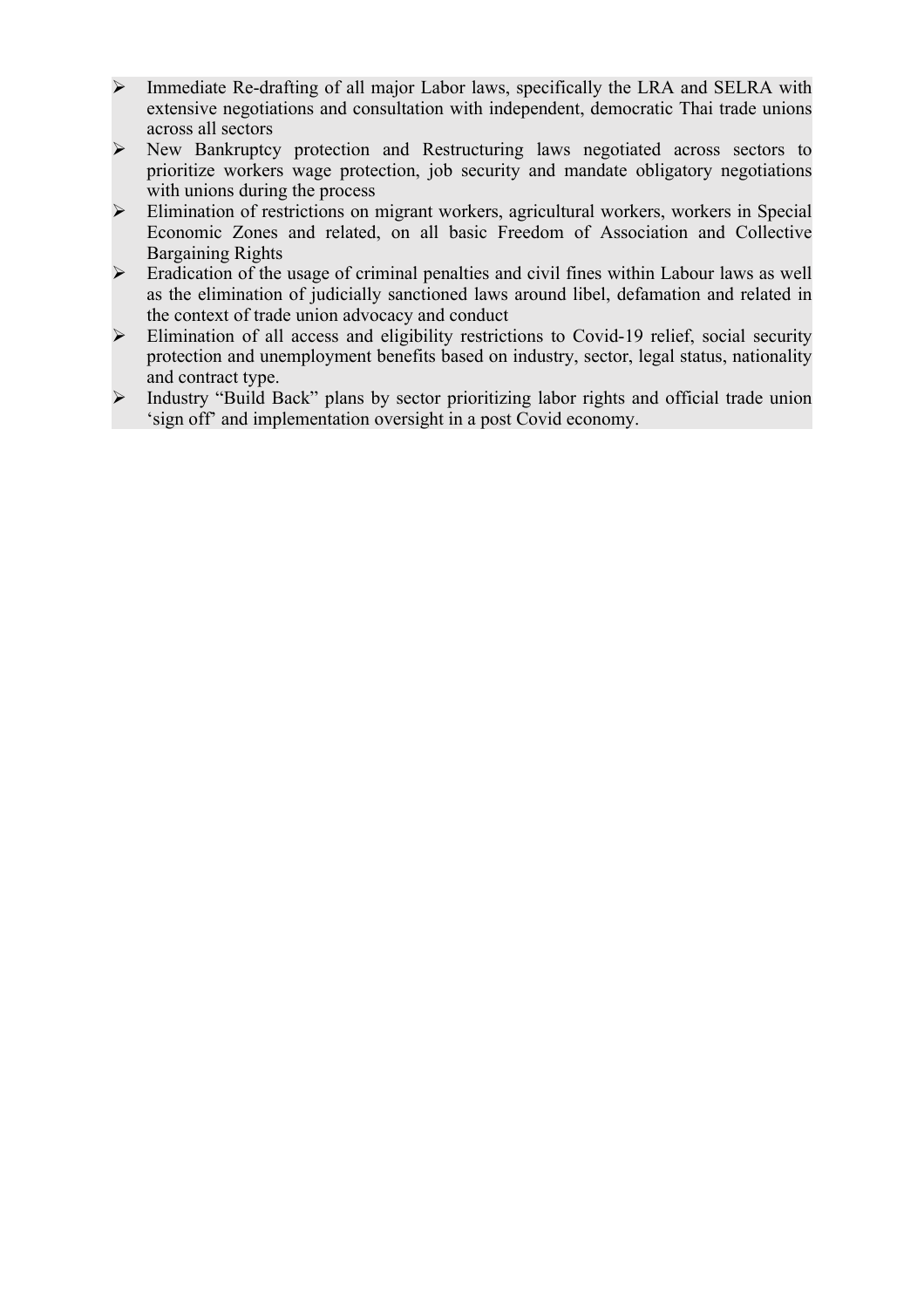- Immediate Re-drafting of all major Labor laws, specifically the LRA and SELRA with extensive negotiations and consultation with independent, democratic Thai trade unions across all sectors
- New Bankruptcy protection and Restructuring laws negotiated across sectors to prioritize workers wage protection, job security and mandate obligatory negotiations with unions during the process
- Elimination of restrictions on migrant workers, agricultural workers, workers in Special Economic Zones and related, on all basic Freedom of Association and Collective Bargaining Rights
- Eradication of the usage of criminal penalties and civil fines within Labour laws as well as the elimination of judicially sanctioned laws around libel, defamation and related in the context of trade union advocacy and conduct
- Elimination of all access and eligibility restrictions to Covid-19 relief, social security protection and unemployment benefits based on industry, sector, legal status, nationality and contract type.
- Industry "Build Back" plans by sector prioritizing labor rights and official trade union 'sign off' and implementation oversight in a post Covid economy.